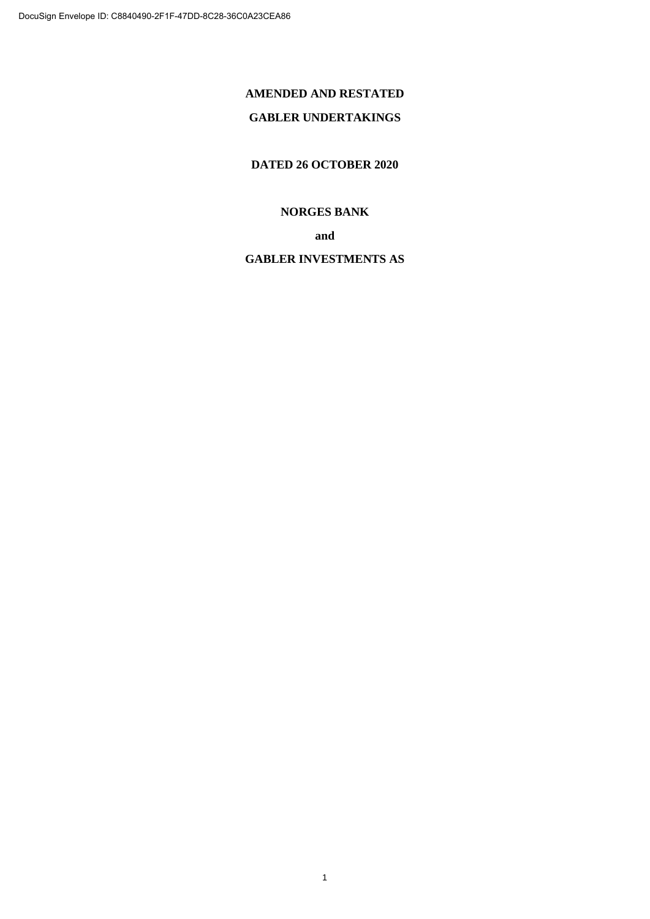DocuSign Envelope ID: C8840490-2F1F-47DD-8C28-36C0A23CEA86

# AMENDED AND RESTATED

# GABLER UNDERTAKINGS

**DATED 26 OCTOBER 2020**

**NORGES BANK**

**and**

**GABLER INVESTMENTS AS**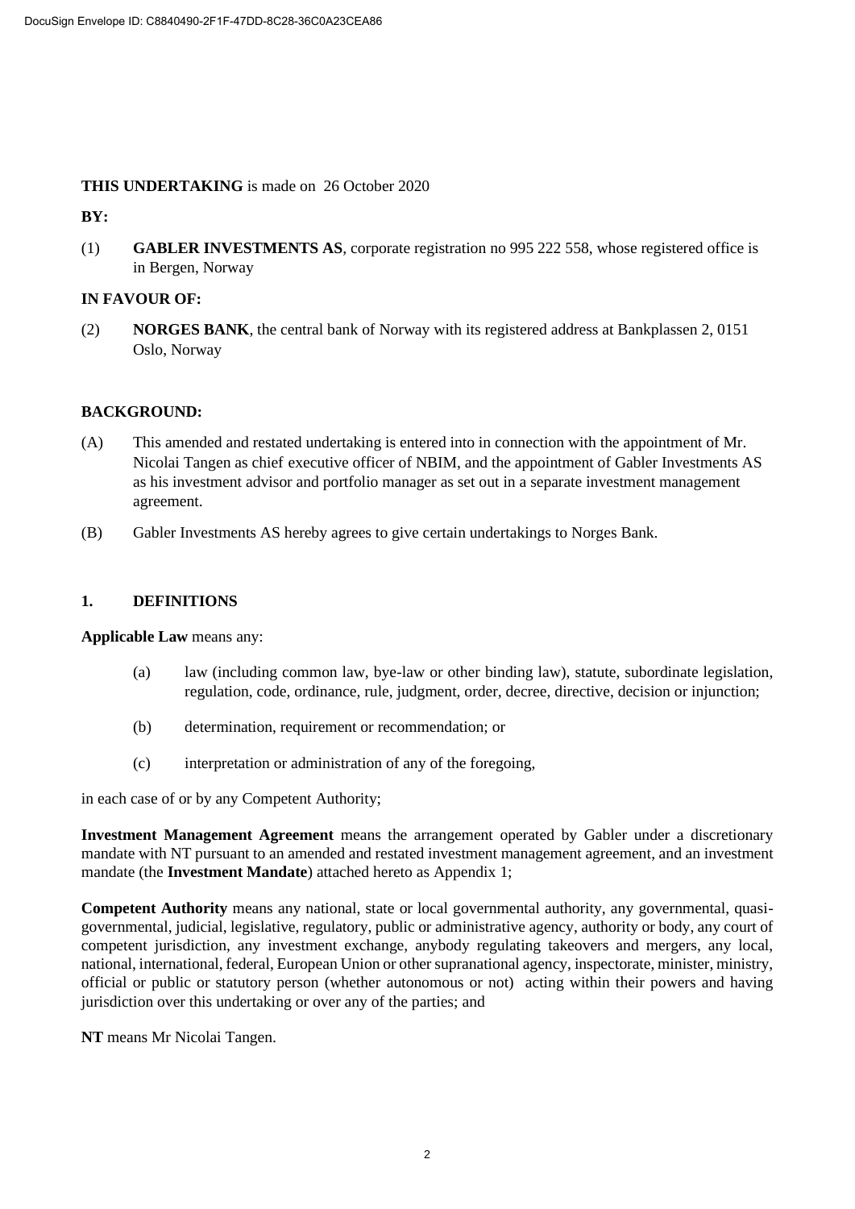**THIS UNDERTAKING** is made on 26 October 2020

**BY:**

(1) **GABLER INVESTMENTS AS**, corporate registration no 995 222 558, whose registered office is in Bergen, Norway

**IN FAVOUR OF:**

(2) **NORGES BANK**, the central bank of Norway with its registered address at Bankplassen 2, 0151 Oslo, Norway

**BACKGROUND:**

(A) This amended and restated undertaking is entered into in connection with the appointment of Mr. Nicolai Tangen as chief executive officer of NBIM, and the appointment of Gabler Investments AS as his investment advisor and portfolio manager as set out in a separate investment management agreement.

(B) Gabler Investments AS hereby agrees to give certain undertakings to Norges Bank.

## 1. DEFINITIONS

**Applicable Law** means any:

(a) law (including common law, bye-law or other binding law), statute, subordinate legislation, regulation, code, ordinance, rule, judgment, order, decree, directive, decision or injunction;

(b) determination, requirement or recommendation; or

(c) interpretation or administration of any of the foregoing,

in each case of or by any Competent Authority;

**Investment Management Agreement** means the arrangement operated by Gabler under a discretionary mandate with NT pursuant to an amended and restated investment management agreement, and an investment mandate (the **Investment Mandate**) attached hereto as Appendix 1;

**Competent Authority** means any national, state or local governmental authority, any governmental, quasi-governmental, judicial, legislative, regulatory, public or administrative agency, authority or body, any court of competent jurisdiction, any investment exchange, anybody regulating takeovers and mergers, any local, national, international, federal, European Union or other supranational agency, inspectorate, minister, ministry, official or public or statutory person (whether autonomous or not) acting within their powers and having jurisdiction over this undertaking or over any of the parties; and

**NT** means Mr Nicolai Tangen.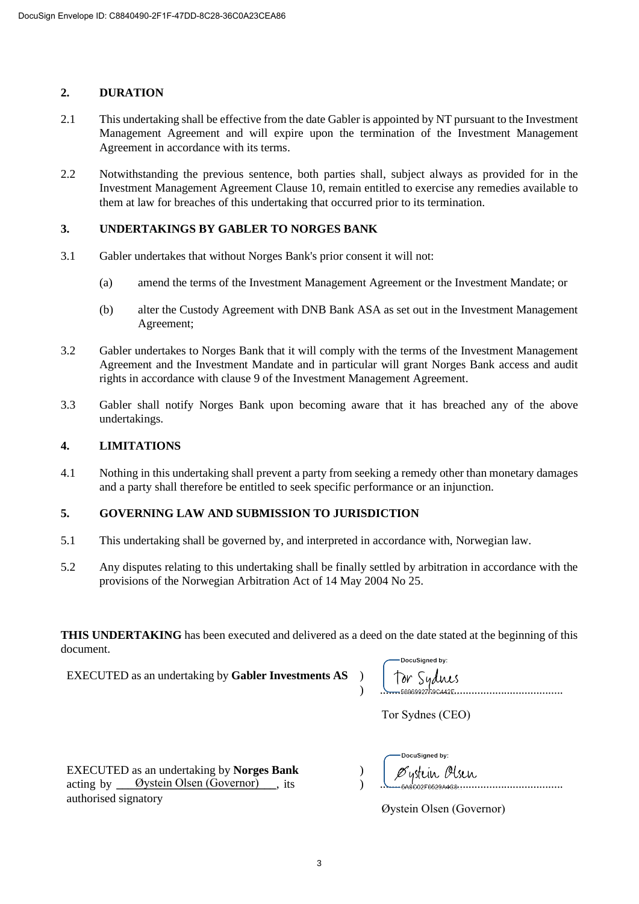## 2. DURATION

2.1 This undertaking shall be effective from the date Gabler is appointed by NT pursuant to the Investment Management Agreement and will expire upon the termination of the Investment Management Agreement in accordance with its terms.

2.2 Notwithstanding the previous sentence, both parties shall, subject always as provided for in the Investment Management Agreement Clause 10, remain entitled to exercise any remedies available to them at law for breaches of this undertaking that occurred prior to its termination.

## 3. UNDERTAKINGS BY GABLER TO NORGES BANK

3.1 Gabler undertakes that without Norges Bank's prior consent it will not:

(a) amend the terms of the Investment Management Agreement or the Investment Mandate; or

(b) alter the Custody Agreement with DNB Bank ASA as set out in the Investment Management Agreement;

3.2 Gabler undertakes to Norges Bank that it will comply with the terms of the Investment Management Agreement and the Investment Mandate and in particular will grant Norges Bank access and audit rights in accordance with clause 9 of the Investment Management Agreement.

3.3 Gabler shall notify Norges Bank upon becoming aware that it has breached any of the above undertakings.

## 4. LIMITATIONS

4.1 Nothing in this undertaking shall prevent a party from seeking a remedy other than monetary damages and a party shall therefore be entitled to seek specific performance or an injunction.

## 5. GOVERNING LAW AND SUBMISSION TO JURISDICTION

5.1 This undertaking shall be governed by, and interpreted in accordance with, Norwegian law.

5.2 Any disputes relating to this undertaking shall be finally settled by arbitration in accordance with the provisions of the Norwegian Arbitration Act of 14 May 2004 No 25.

**THIS UNDERTAKING** has been executed and delivered as a deed on the date stated at the beginning of this document.

EXECUTED as an undertaking by **Gabler Investments AS** )
)

DocuSigned by:
Tor Sydnes
5B869927F9C442E...

Tor Sydnes (CEO)

EXECUTED as an undertaking by **Norges Bank** )
acting by Øystein Olsen (Governor), its )
authorised signatory

DocuSigned by:
Øystein Olsen
6A6C02F6529A4C8...

Øystein Olsen (Governor)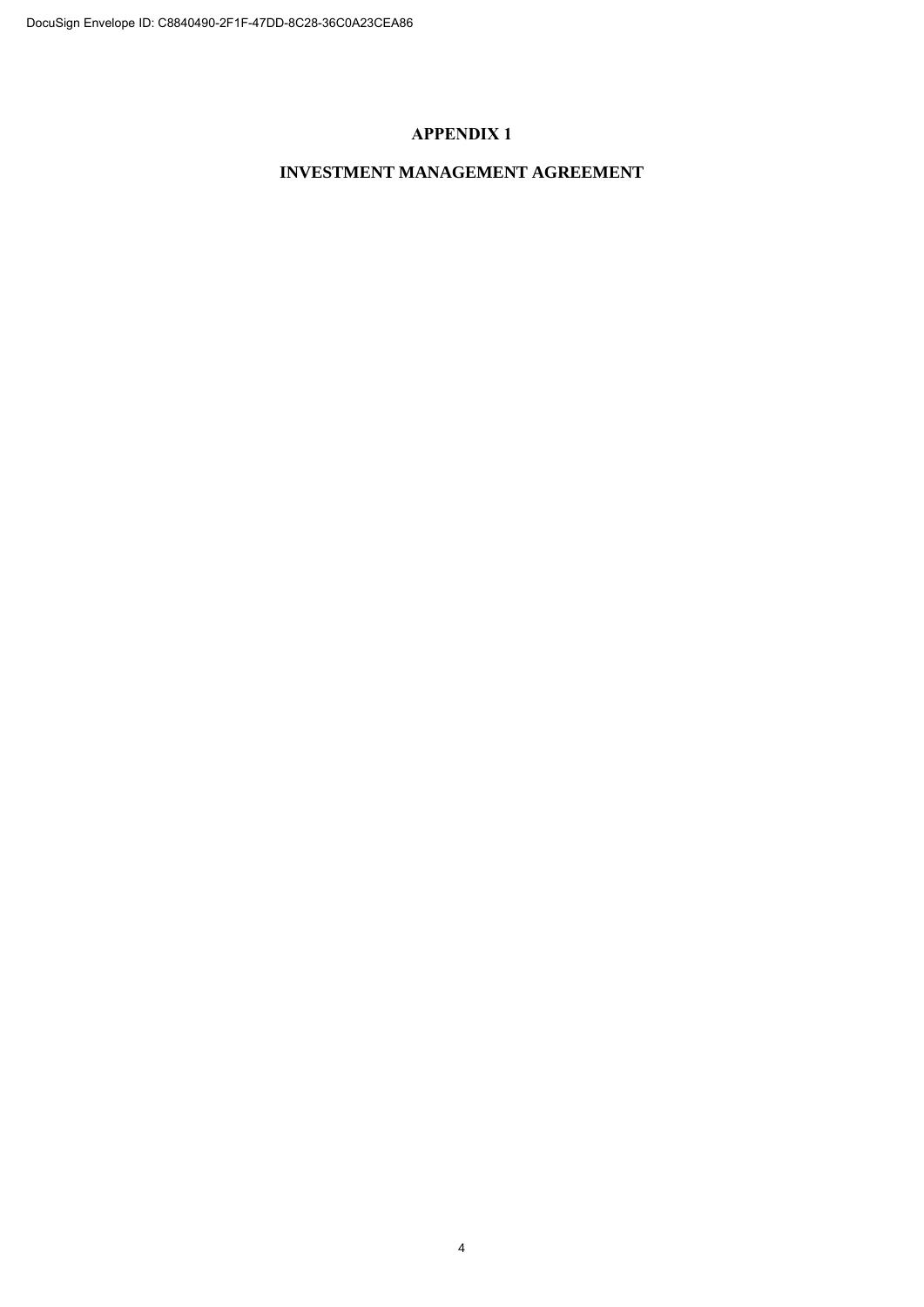# APPENDIX 1

# INVESTMENT MANAGEMENT AGREEMENT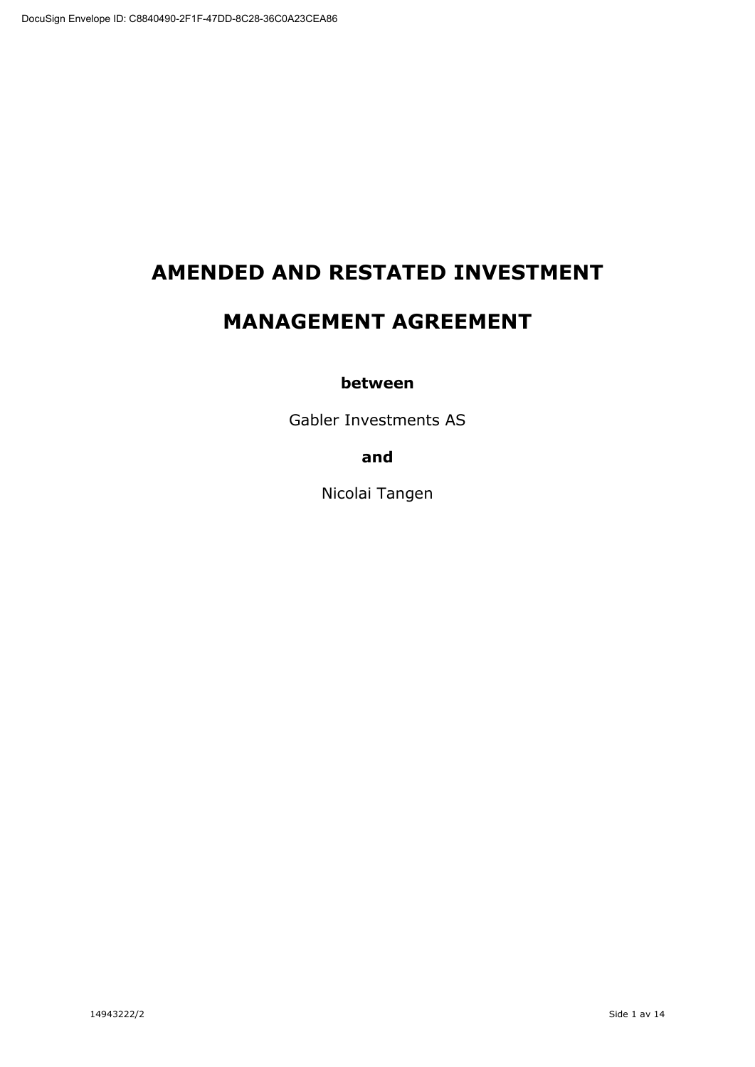# AMENDED AND RESTATED INVESTMENT MANAGEMENT AGREEMENT

**between**

Gabler Investments AS

**and**

Nicolai Tangen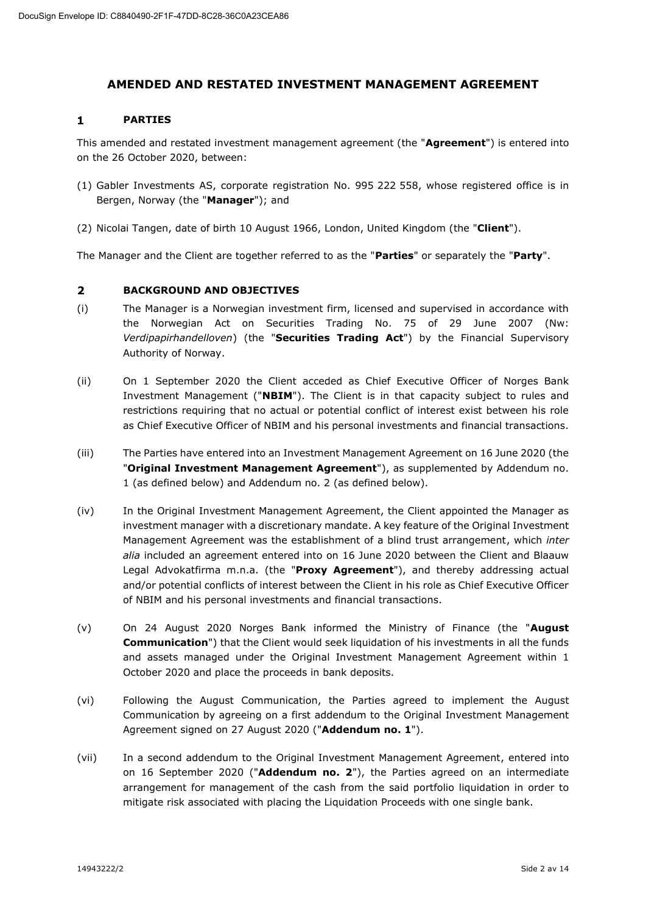# AMENDED AND RESTATED INVESTMENT MANAGEMENT AGREEMENT

## 1 PARTIES

This amended and restated investment management agreement (the "**Agreement**") is entered into on the 26 October 2020, between:

(1) Gabler Investments AS, corporate registration No. 995 222 558, whose registered office is in Bergen, Norway (the "**Manager**"); and

(2) Nicolai Tangen, date of birth 10 August 1966, London, United Kingdom (the "**Client**").

The Manager and the Client are together referred to as the "**Parties**" or separately the "**Party**".

## 2 BACKGROUND AND OBJECTIVES

(i) The Manager is a Norwegian investment firm, licensed and supervised in accordance with the Norwegian Act on Securities Trading No. 75 of 29 June 2007 (Nw: *Verdipapirhandelloven*) (the "**Securities Trading Act**") by the Financial Supervisory Authority of Norway.

(ii) On 1 September 2020 the Client acceded as Chief Executive Officer of Norges Bank Investment Management ("**NBIM**"). The Client is in that capacity subject to rules and restrictions requiring that no actual or potential conflict of interest exist between his role as Chief Executive Officer of NBIM and his personal investments and financial transactions.

(iii) The Parties have entered into an Investment Management Agreement on 16 June 2020 (the "**Original Investment Management Agreement**"), as supplemented by Addendum no. 1 (as defined below) and Addendum no. 2 (as defined below).

(iv) In the Original Investment Management Agreement, the Client appointed the Manager as investment manager with a discretionary mandate. A key feature of the Original Investment Management Agreement was the establishment of a blind trust arrangement, which *inter alia* included an agreement entered into on 16 June 2020 between the Client and Blaauw Legal Advokatfirma m.n.a. (the "**Proxy Agreement**"), and thereby addressing actual and/or potential conflicts of interest between the Client in his role as Chief Executive Officer of NBIM and his personal investments and financial transactions.

(v) On 24 August 2020 Norges Bank informed the Ministry of Finance (the "**August Communication**") that the Client would seek liquidation of his investments in all the funds and assets managed under the Original Investment Management Agreement within 1 October 2020 and place the proceeds in bank deposits.

(vi) Following the August Communication, the Parties agreed to implement the August Communication by agreeing on a first addendum to the Original Investment Management Agreement signed on 27 August 2020 ("**Addendum no. 1**").

(vii) In a second addendum to the Original Investment Management Agreement, entered into on 16 September 2020 ("**Addendum no. 2**"), the Parties agreed on an intermediate arrangement for management of the cash from the said portfolio liquidation in order to mitigate risk associated with placing the Liquidation Proceeds with one single bank.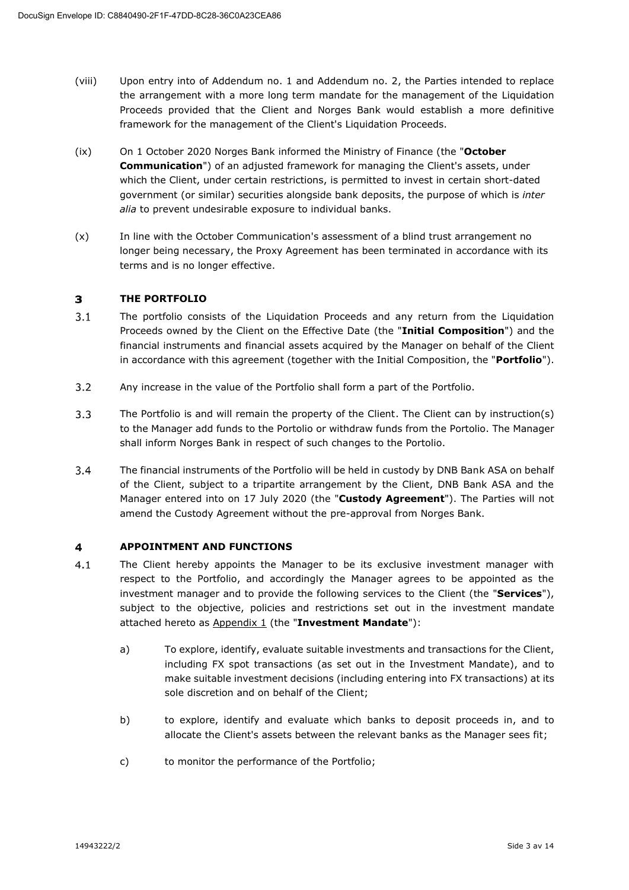(viii) Upon entry into of Addendum no. 1 and Addendum no. 2, the Parties intended to replace the arrangement with a more long term mandate for the management of the Liquidation Proceeds provided that the Client and Norges Bank would establish a more definitive framework for the management of the Client's Liquidation Proceeds.

(ix) On 1 October 2020 Norges Bank informed the Ministry of Finance (the "**October Communication**") of an adjusted framework for managing the Client's assets, under which the Client, under certain restrictions, is permitted to invest in certain short-dated government (or similar) securities alongside bank deposits, the purpose of which is *inter alia* to prevent undesirable exposure to individual banks.

(x) In line with the October Communication's assessment of a blind trust arrangement no longer being necessary, the Proxy Agreement has been terminated in accordance with its terms and is no longer effective.

## 3 THE PORTFOLIO

3.1 The portfolio consists of the Liquidation Proceeds and any return from the Liquidation Proceeds owned by the Client on the Effective Date (the "**Initial Composition**") and the financial instruments and financial assets acquired by the Manager on behalf of the Client in accordance with this agreement (together with the Initial Composition, the "**Portfolio**").

3.2 Any increase in the value of the Portfolio shall form a part of the Portfolio.

3.3 The Portfolio is and will remain the property of the Client. The Client can by instruction(s) to the Manager add funds to the Portolio or withdraw funds from the Portolio. The Manager shall inform Norges Bank in respect of such changes to the Portolio.

3.4 The financial instruments of the Portfolio will be held in custody by DNB Bank ASA on behalf of the Client, subject to a tripartite arrangement by the Client, DNB Bank ASA and the Manager entered into on 17 July 2020 (the "**Custody Agreement**"). The Parties will not amend the Custody Agreement without the pre-approval from Norges Bank.

## 4 APPOINTMENT AND FUNCTIONS

4.1 The Client hereby appoints the Manager to be its exclusive investment manager with respect to the Portfolio, and accordingly the Manager agrees to be appointed as the investment manager and to provide the following services to the Client (the "**Services**"), subject to the objective, policies and restrictions set out in the investment mandate attached hereto as Appendix 1 (the "**Investment Mandate**"):

a) To explore, identify, evaluate suitable investments and transactions for the Client, including FX spot transactions (as set out in the Investment Mandate), and to make suitable investment decisions (including entering into FX transactions) at its sole discretion and on behalf of the Client;

b) to explore, identify and evaluate which banks to deposit proceeds in, and to allocate the Client's assets between the relevant banks as the Manager sees fit;

c) to monitor the performance of the Portfolio;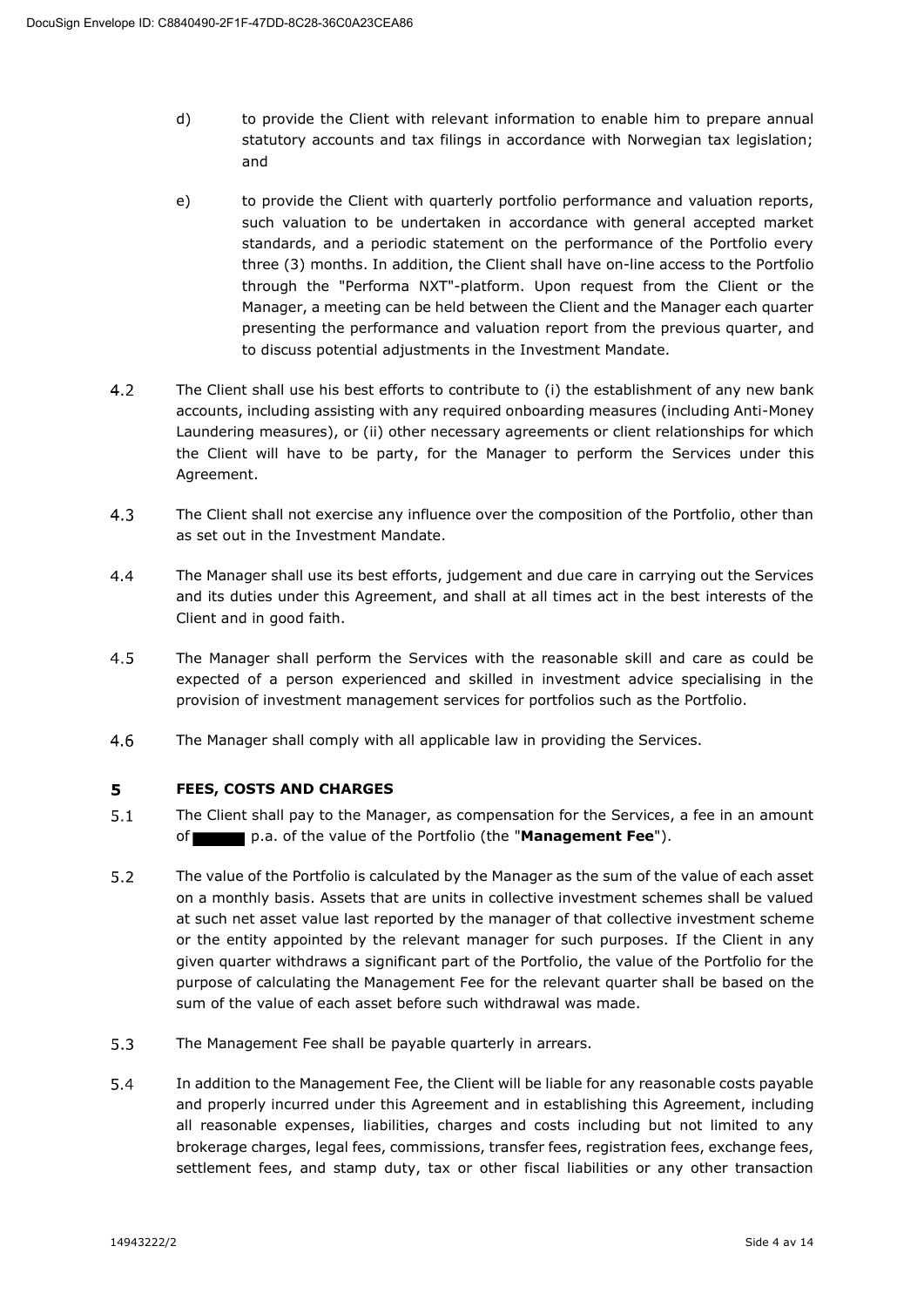d) to provide the Client with relevant information to enable him to prepare annual statutory accounts and tax filings in accordance with Norwegian tax legislation; and

e) to provide the Client with quarterly portfolio performance and valuation reports, such valuation to be undertaken in accordance with general accepted market standards, and a periodic statement on the performance of the Portfolio every three (3) months. In addition, the Client shall have on-line access to the Portfolio through the "Performa NXT"-platform. Upon request from the Client or the Manager, a meeting can be held between the Client and the Manager each quarter presenting the performance and valuation report from the previous quarter, and to discuss potential adjustments in the Investment Mandate.

4.2 The Client shall use his best efforts to contribute to (i) the establishment of any new bank accounts, including assisting with any required onboarding measures (including Anti-Money Laundering measures), or (ii) other necessary agreements or client relationships for which the Client will have to be party, for the Manager to perform the Services under this Agreement.

4.3 The Client shall not exercise any influence over the composition of the Portfolio, other than as set out in the Investment Mandate.

4.4 The Manager shall use its best efforts, judgement and due care in carrying out the Services and its duties under this Agreement, and shall at all times act in the best interests of the Client and in good faith.

4.5 The Manager shall perform the Services with the reasonable skill and care as could be expected of a person experienced and skilled in investment advice specialising in the provision of investment management services for portfolios such as the Portfolio.

4.6 The Manager shall comply with all applicable law in providing the Services.

## 5 FEES, COSTS AND CHARGES

5.1 The Client shall pay to the Manager, as compensation for the Services, a fee in an amount of ██████ p.a. of the value of the Portfolio (the "**Management Fee**").

5.2 The value of the Portfolio is calculated by the Manager as the sum of the value of each asset on a monthly basis. Assets that are units in collective investment schemes shall be valued at such net asset value last reported by the manager of that collective investment scheme or the entity appointed by the relevant manager for such purposes. If the Client in any given quarter withdraws a significant part of the Portfolio, the value of the Portfolio for the purpose of calculating the Management Fee for the relevant quarter shall be based on the sum of the value of each asset before such withdrawal was made.

5.3 The Management Fee shall be payable quarterly in arrears.

5.4 In addition to the Management Fee, the Client will be liable for any reasonable costs payable and properly incurred under this Agreement and in establishing this Agreement, including all reasonable expenses, liabilities, charges and costs including but not limited to any brokerage charges, legal fees, commissions, transfer fees, registration fees, exchange fees, settlement fees, and stamp duty, tax or other fiscal liabilities or any other transaction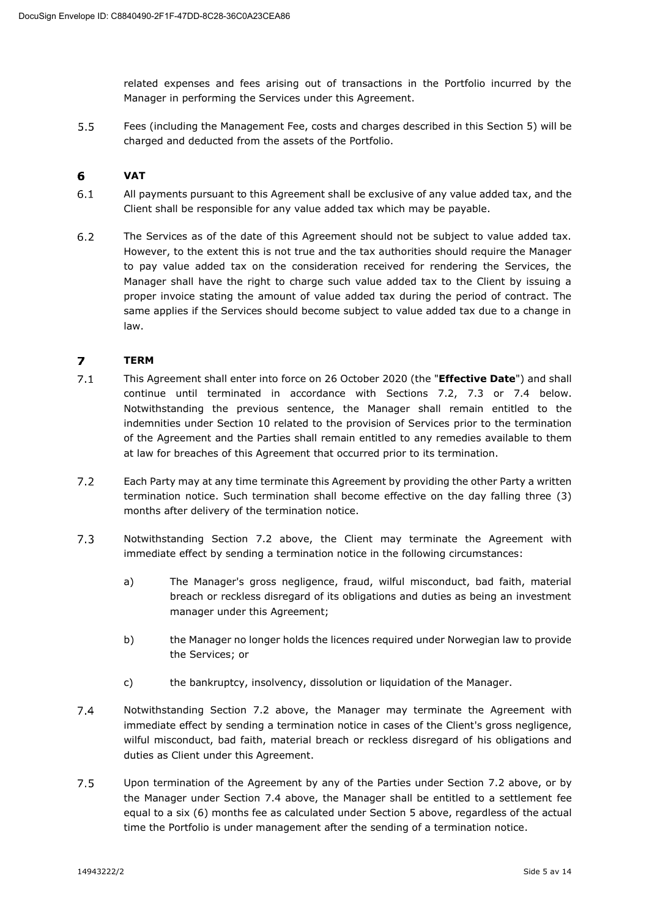related expenses and fees arising out of transactions in the Portfolio incurred by the Manager in performing the Services under this Agreement.

5.5 Fees (including the Management Fee, costs and charges described in this Section 5) will be charged and deducted from the assets of the Portfolio.

## 6 VAT

6.1 All payments pursuant to this Agreement shall be exclusive of any value added tax, and the Client shall be responsible for any value added tax which may be payable.

6.2 The Services as of the date of this Agreement should not be subject to value added tax. However, to the extent this is not true and the tax authorities should require the Manager to pay value added tax on the consideration received for rendering the Services, the Manager shall have the right to charge such value added tax to the Client by issuing a proper invoice stating the amount of value added tax during the period of contract. The same applies if the Services should become subject to value added tax due to a change in law.

## 7 TERM

7.1 This Agreement shall enter into force on 26 October 2020 (the "**Effective Date**") and shall continue until terminated in accordance with Sections 7.2, 7.3 or 7.4 below. Notwithstanding the previous sentence, the Manager shall remain entitled to the indemnities under Section 10 related to the provision of Services prior to the termination of the Agreement and the Parties shall remain entitled to any remedies available to them at law for breaches of this Agreement that occurred prior to its termination.

7.2 Each Party may at any time terminate this Agreement by providing the other Party a written termination notice. Such termination shall become effective on the day falling three (3) months after delivery of the termination notice.

7.3 Notwithstanding Section 7.2 above, the Client may terminate the Agreement with immediate effect by sending a termination notice in the following circumstances:

a) The Manager's gross negligence, fraud, wilful misconduct, bad faith, material breach or reckless disregard of its obligations and duties as being an investment manager under this Agreement;

b) the Manager no longer holds the licences required under Norwegian law to provide the Services; or

c) the bankruptcy, insolvency, dissolution or liquidation of the Manager.

7.4 Notwithstanding Section 7.2 above, the Manager may terminate the Agreement with immediate effect by sending a termination notice in cases of the Client's gross negligence, wilful misconduct, bad faith, material breach or reckless disregard of his obligations and duties as Client under this Agreement.

7.5 Upon termination of the Agreement by any of the Parties under Section 7.2 above, or by the Manager under Section 7.4 above, the Manager shall be entitled to a settlement fee equal to a six (6) months fee as calculated under Section 5 above, regardless of the actual time the Portfolio is under management after the sending of a termination notice.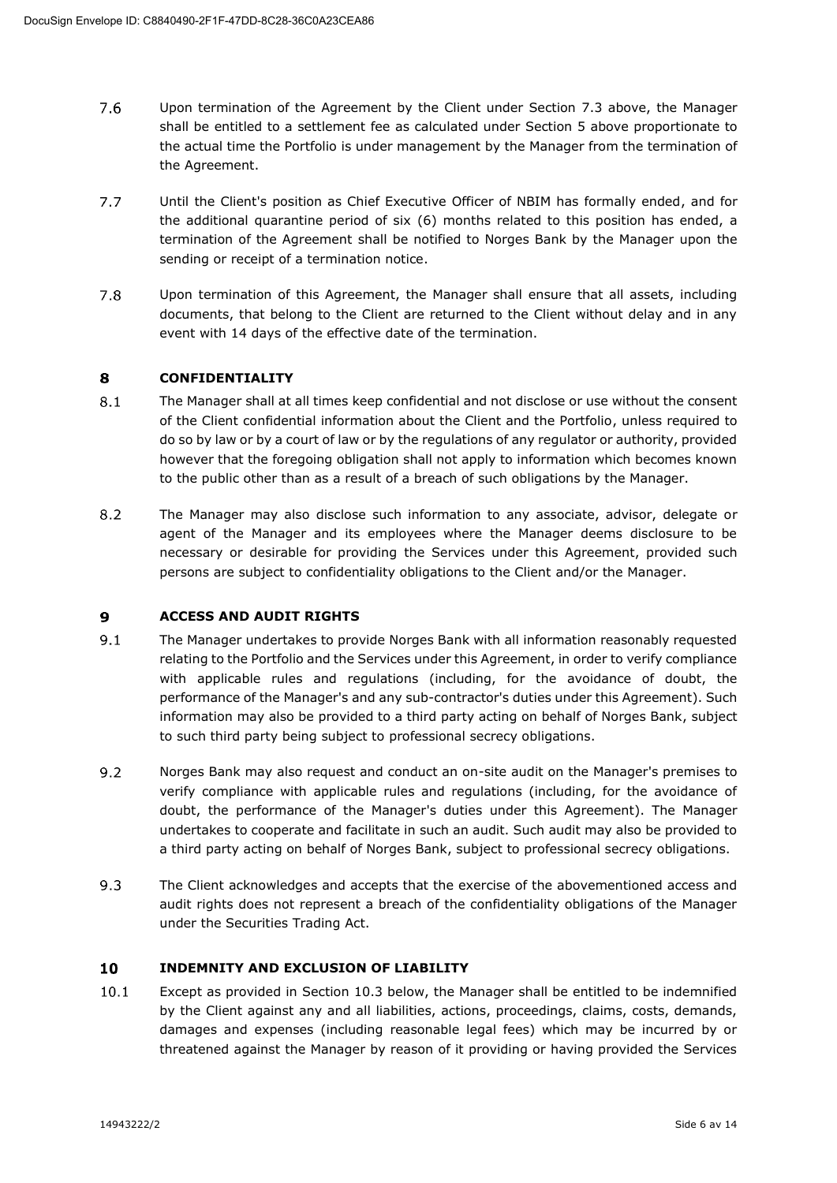7.6 Upon termination of the Agreement by the Client under Section 7.3 above, the Manager shall be entitled to a settlement fee as calculated under Section 5 above proportionate to the actual time the Portfolio is under management by the Manager from the termination of the Agreement.

7.7 Until the Client's position as Chief Executive Officer of NBIM has formally ended, and for the additional quarantine period of six (6) months related to this position has ended, a termination of the Agreement shall be notified to Norges Bank by the Manager upon the sending or receipt of a termination notice.

7.8 Upon termination of this Agreement, the Manager shall ensure that all assets, including documents, that belong to the Client are returned to the Client without delay and in any event with 14 days of the effective date of the termination.

## 8 CONFIDENTIALITY

8.1 The Manager shall at all times keep confidential and not disclose or use without the consent of the Client confidential information about the Client and the Portfolio, unless required to do so by law or by a court of law or by the regulations of any regulator or authority, provided however that the foregoing obligation shall not apply to information which becomes known to the public other than as a result of a breach of such obligations by the Manager.

8.2 The Manager may also disclose such information to any associate, advisor, delegate or agent of the Manager and its employees where the Manager deems disclosure to be necessary or desirable for providing the Services under this Agreement, provided such persons are subject to confidentiality obligations to the Client and/or the Manager.

## 9 ACCESS AND AUDIT RIGHTS

9.1 The Manager undertakes to provide Norges Bank with all information reasonably requested relating to the Portfolio and the Services under this Agreement, in order to verify compliance with applicable rules and regulations (including, for the avoidance of doubt, the performance of the Manager's and any sub-contractor's duties under this Agreement). Such information may also be provided to a third party acting on behalf of Norges Bank, subject to such third party being subject to professional secrecy obligations.

9.2 Norges Bank may also request and conduct an on-site audit on the Manager's premises to verify compliance with applicable rules and regulations (including, for the avoidance of doubt, the performance of the Manager's duties under this Agreement). The Manager undertakes to cooperate and facilitate in such an audit. Such audit may also be provided to a third party acting on behalf of Norges Bank, subject to professional secrecy obligations.

9.3 The Client acknowledges and accepts that the exercise of the abovementioned access and audit rights does not represent a breach of the confidentiality obligations of the Manager under the Securities Trading Act.

## 10 INDEMNITY AND EXCLUSION OF LIABILITY

10.1 Except as provided in Section 10.3 below, the Manager shall be entitled to be indemnified by the Client against any and all liabilities, actions, proceedings, claims, costs, demands, damages and expenses (including reasonable legal fees) which may be incurred by or threatened against the Manager by reason of it providing or having provided the Services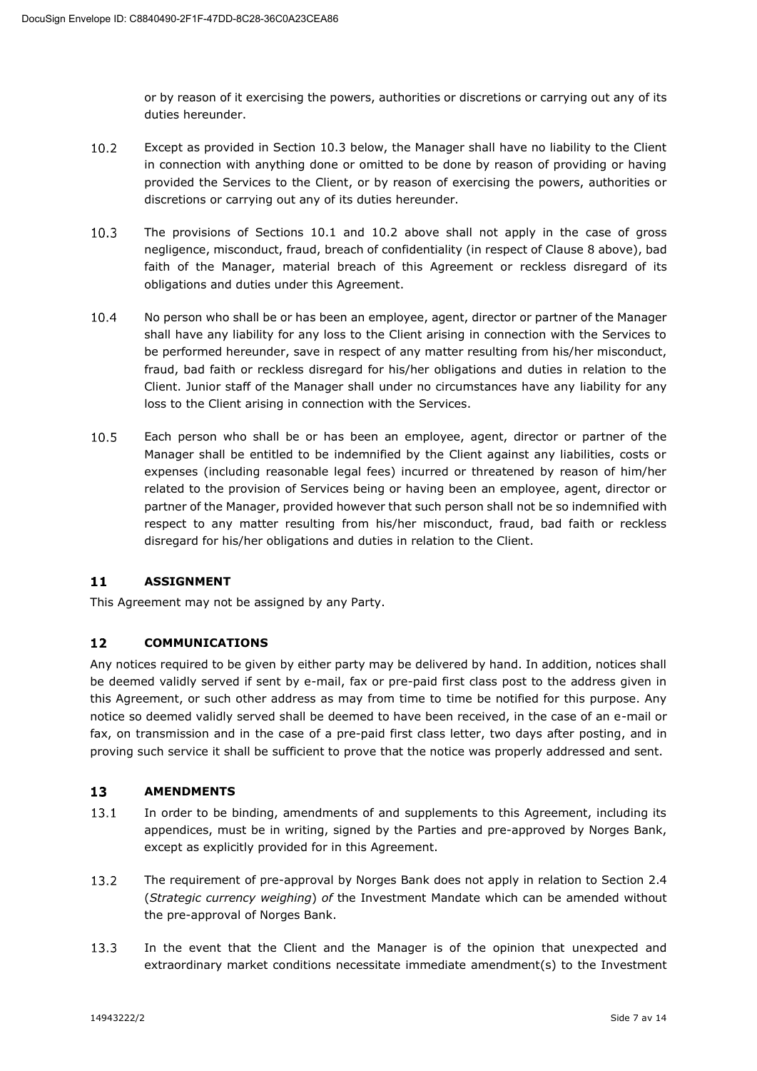or by reason of it exercising the powers, authorities or discretions or carrying out any of its duties hereunder.

10.2 Except as provided in Section 10.3 below, the Manager shall have no liability to the Client in connection with anything done or omitted to be done by reason of providing or having provided the Services to the Client, or by reason of exercising the powers, authorities or discretions or carrying out any of its duties hereunder.

10.3 The provisions of Sections 10.1 and 10.2 above shall not apply in the case of gross negligence, misconduct, fraud, breach of confidentiality (in respect of Clause 8 above), bad faith of the Manager, material breach of this Agreement or reckless disregard of its obligations and duties under this Agreement.

10.4 No person who shall be or has been an employee, agent, director or partner of the Manager shall have any liability for any loss to the Client arising in connection with the Services to be performed hereunder, save in respect of any matter resulting from his/her misconduct, fraud, bad faith or reckless disregard for his/her obligations and duties in relation to the Client. Junior staff of the Manager shall under no circumstances have any liability for any loss to the Client arising in connection with the Services.

10.5 Each person who shall be or has been an employee, agent, director or partner of the Manager shall be entitled to be indemnified by the Client against any liabilities, costs or expenses (including reasonable legal fees) incurred or threatened by reason of him/her related to the provision of Services being or having been an employee, agent, director or partner of the Manager, provided however that such person shall not be so indemnified with respect to any matter resulting from his/her misconduct, fraud, bad faith or reckless disregard for his/her obligations and duties in relation to the Client.

## 11 ASSIGNMENT

This Agreement may not be assigned by any Party.

## 12 COMMUNICATIONS

Any notices required to be given by either party may be delivered by hand. In addition, notices shall be deemed validly served if sent by e-mail, fax or pre-paid first class post to the address given in this Agreement, or such other address as may from time to time be notified for this purpose. Any notice so deemed validly served shall be deemed to have been received, in the case of an e-mail or fax, on transmission and in the case of a pre-paid first class letter, two days after posting, and in proving such service it shall be sufficient to prove that the notice was properly addressed and sent.

## 13 AMENDMENTS

13.1 In order to be binding, amendments of and supplements to this Agreement, including its appendices, must be in writing, signed by the Parties and pre-approved by Norges Bank, except as explicitly provided for in this Agreement.

13.2 The requirement of pre-approval by Norges Bank does not apply in relation to Section 2.4 (*Strategic currency weighing*) *of* the Investment Mandate which can be amended without the pre-approval of Norges Bank.

13.3 In the event that the Client and the Manager is of the opinion that unexpected and extraordinary market conditions necessitate immediate amendment(s) to the Investment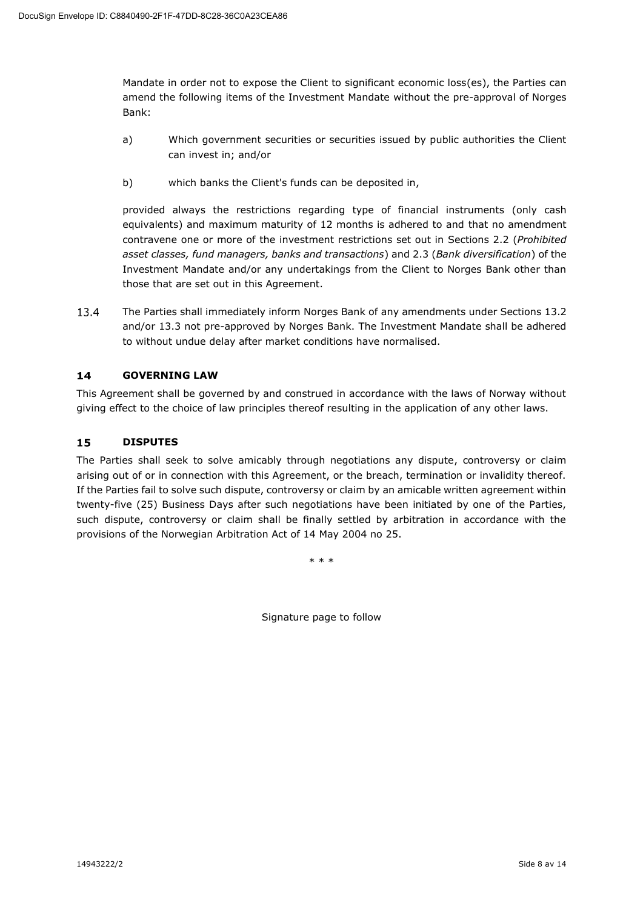Mandate in order not to expose the Client to significant economic loss(es), the Parties can amend the following items of the Investment Mandate without the pre-approval of Norges Bank:

a) Which government securities or securities issued by public authorities the Client can invest in; and/or

b) which banks the Client's funds can be deposited in,

provided always the restrictions regarding type of financial instruments (only cash equivalents) and maximum maturity of 12 months is adhered to and that no amendment contravene one or more of the investment restrictions set out in Sections 2.2 (*Prohibited asset classes, fund managers, banks and transactions*) and 2.3 (*Bank diversification*) of the Investment Mandate and/or any undertakings from the Client to Norges Bank other than those that are set out in this Agreement.

13.4 The Parties shall immediately inform Norges Bank of any amendments under Sections 13.2 and/or 13.3 not pre-approved by Norges Bank. The Investment Mandate shall be adhered to without undue delay after market conditions have normalised.

## 14 GOVERNING LAW

This Agreement shall be governed by and construed in accordance with the laws of Norway without giving effect to the choice of law principles thereof resulting in the application of any other laws.

## 15 DISPUTES

The Parties shall seek to solve amicably through negotiations any dispute, controversy or claim arising out of or in connection with this Agreement, or the breach, termination or invalidity thereof. If the Parties fail to solve such dispute, controversy or claim by an amicable written agreement within twenty-five (25) Business Days after such negotiations have been initiated by one of the Parties, such dispute, controversy or claim shall be finally settled by arbitration in accordance with the provisions of the Norwegian Arbitration Act of 14 May 2004 no 25.

\* \* \*

Signature page to follow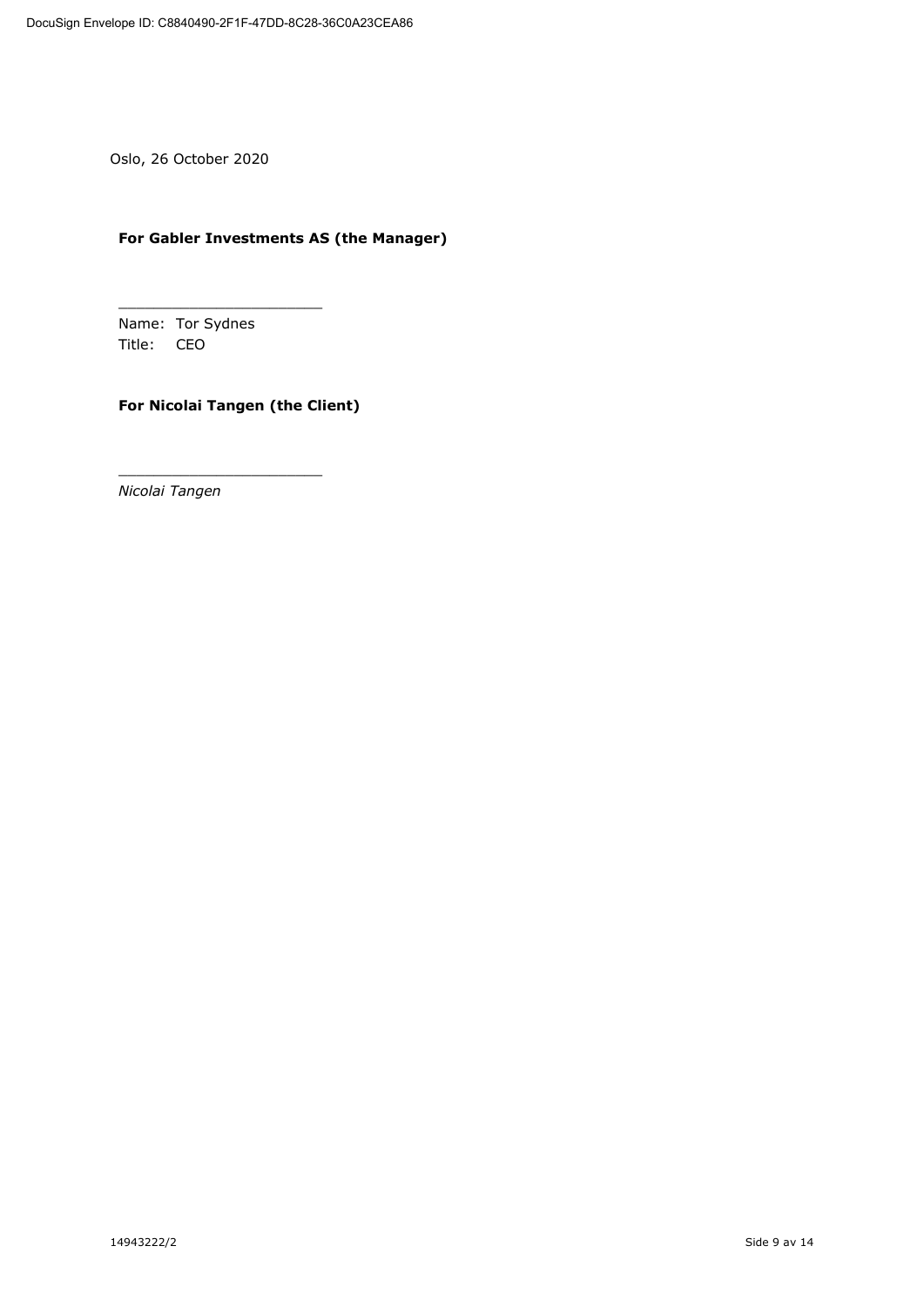Oslo, 26 October 2020

**For Gabler Investments AS (the Manager)**

\_\_\_\_\_\_\_\_\_\_\_\_\_\_\_\_\_\_\_\_\_\_\_\_

Name: Tor Sydnes
Title: CEO

**For Nicolai Tangen (the Client)**

\_\_\_\_\_\_\_\_\_\_\_\_\_\_\_\_\_\_\_\_\_\_\_\_

*Nicolai Tangen*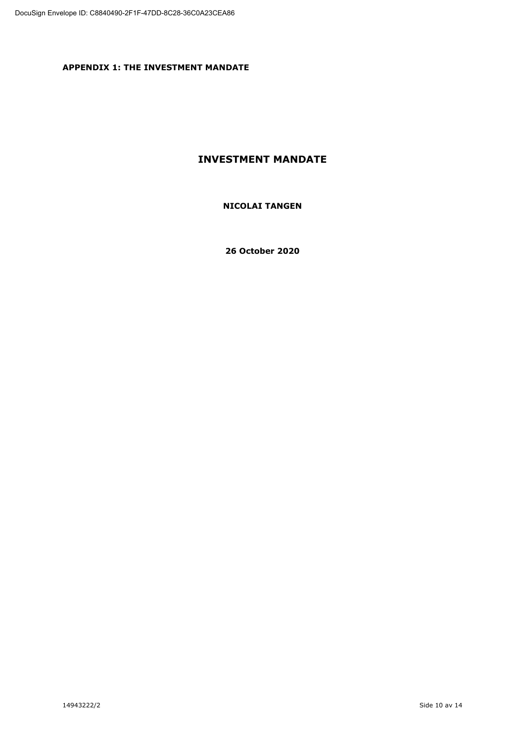**APPENDIX 1: THE INVESTMENT MANDATE**

# INVESTMENT MANDATE

**NICOLAI TANGEN**

**26 October 2020**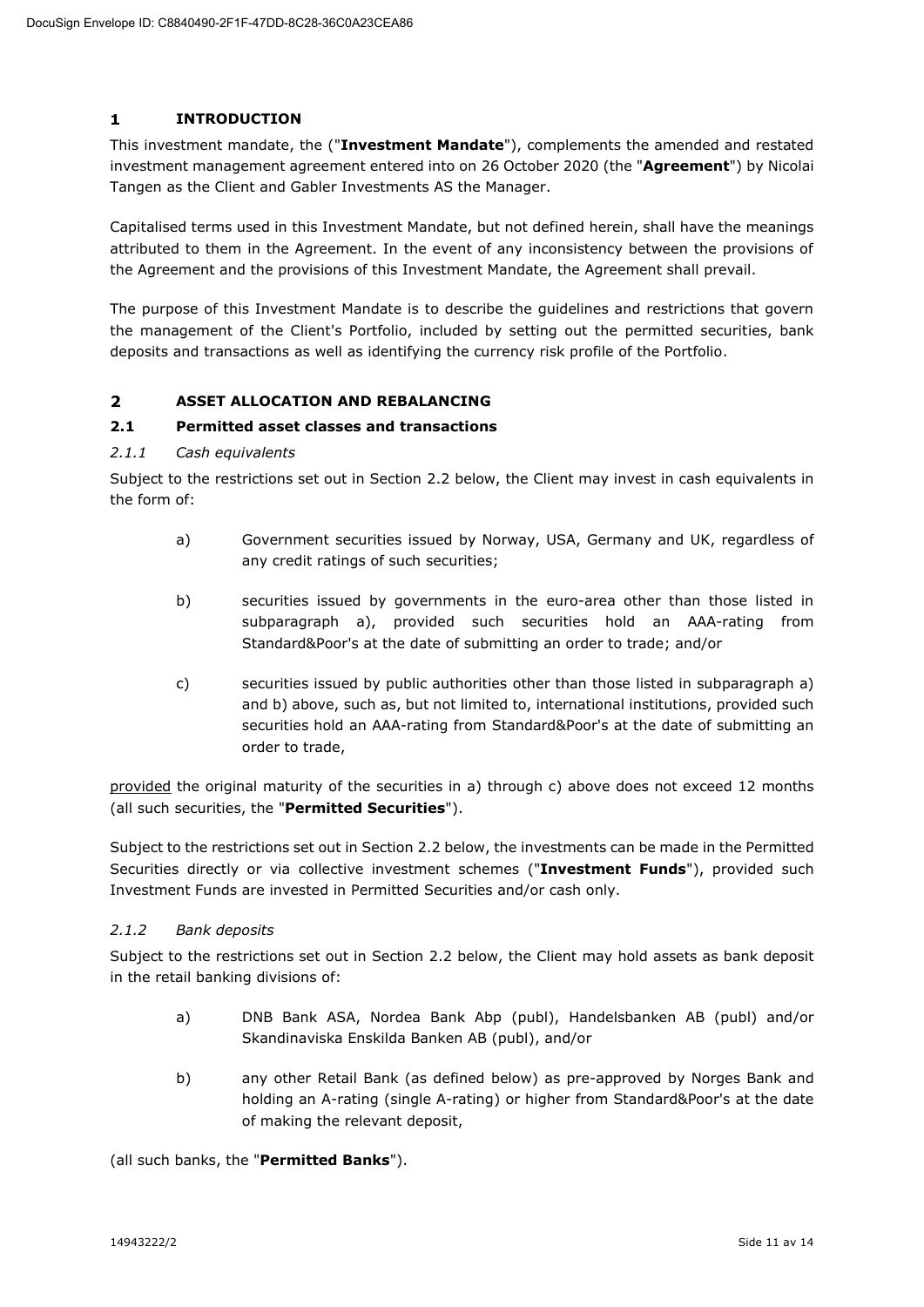## 1 INTRODUCTION

This investment mandate, the ("**Investment Mandate**"), complements the amended and restated investment management agreement entered into on 26 October 2020 (the "**Agreement**") by Nicolai Tangen as the Client and Gabler Investments AS the Manager.

Capitalised terms used in this Investment Mandate, but not defined herein, shall have the meanings attributed to them in the Agreement. In the event of any inconsistency between the provisions of the Agreement and the provisions of this Investment Mandate, the Agreement shall prevail.

The purpose of this Investment Mandate is to describe the guidelines and restrictions that govern the management of the Client's Portfolio, included by setting out the permitted securities, bank deposits and transactions as well as identifying the currency risk profile of the Portfolio.

## 2 ASSET ALLOCATION AND REBALANCING

### 2.1 Permitted asset classes and transactions

#### *2.1.1 Cash equivalents*

Subject to the restrictions set out in Section 2.2 below, the Client may invest in cash equivalents in the form of:

a) Government securities issued by Norway, USA, Germany and UK, regardless of any credit ratings of such securities;

b) securities issued by governments in the euro-area other than those listed in subparagraph a), provided such securities hold an AAA-rating from Standard&Poor's at the date of submitting an order to trade; and/or

c) securities issued by public authorities other than those listed in subparagraph a) and b) above, such as, but not limited to, international institutions, provided such securities hold an AAA-rating from Standard&Poor's at the date of submitting an order to trade,

provided the original maturity of the securities in a) through c) above does not exceed 12 months (all such securities, the "**Permitted Securities**").

Subject to the restrictions set out in Section 2.2 below, the investments can be made in the Permitted Securities directly or via collective investment schemes ("**Investment Funds**"), provided such Investment Funds are invested in Permitted Securities and/or cash only.

#### *2.1.2 Bank deposits*

Subject to the restrictions set out in Section 2.2 below, the Client may hold assets as bank deposit in the retail banking divisions of:

a) DNB Bank ASA, Nordea Bank Abp (publ), Handelsbanken AB (publ) and/or Skandinaviska Enskilda Banken AB (publ), and/or

b) any other Retail Bank (as defined below) as pre-approved by Norges Bank and holding an A-rating (single A-rating) or higher from Standard&Poor's at the date of making the relevant deposit,

(all such banks, the "**Permitted Banks**").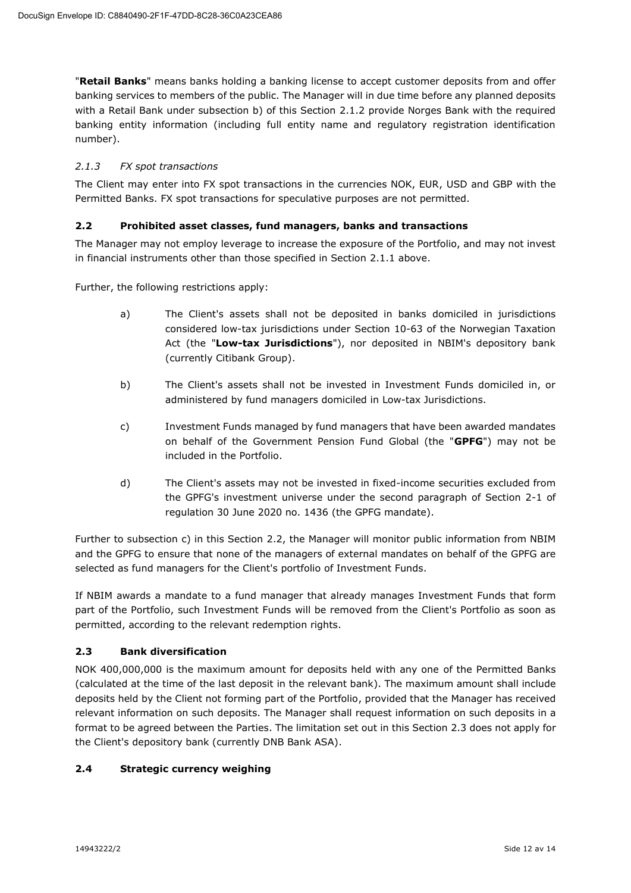"**Retail Banks**" means banks holding a banking license to accept customer deposits from and offer banking services to members of the public. The Manager will in due time before any planned deposits with a Retail Bank under subsection b) of this Section 2.1.2 provide Norges Bank with the required banking entity information (including full entity name and regulatory registration identification number).

#### *2.1.3 FX spot transactions*

The Client may enter into FX spot transactions in the currencies NOK, EUR, USD and GBP with the Permitted Banks. FX spot transactions for speculative purposes are not permitted.

### **2.2 Prohibited asset classes, fund managers, banks and transactions**

The Manager may not employ leverage to increase the exposure of the Portfolio, and may not invest in financial instruments other than those specified in Section 2.1.1 above.

Further, the following restrictions apply:

a) The Client's assets shall not be deposited in banks domiciled in jurisdictions considered low-tax jurisdictions under Section 10-63 of the Norwegian Taxation Act (the "**Low-tax Jurisdictions**"), nor deposited in NBIM's depository bank (currently Citibank Group).

b) The Client's assets shall not be invested in Investment Funds domiciled in, or administered by fund managers domiciled in Low-tax Jurisdictions.

c) Investment Funds managed by fund managers that have been awarded mandates on behalf of the Government Pension Fund Global (the "**GPFG**") may not be included in the Portfolio.

d) The Client's assets may not be invested in fixed-income securities excluded from the GPFG's investment universe under the second paragraph of Section 2-1 of regulation 30 June 2020 no. 1436 (the GPFG mandate).

Further to subsection c) in this Section 2.2, the Manager will monitor public information from NBIM and the GPFG to ensure that none of the managers of external mandates on behalf of the GPFG are selected as fund managers for the Client's portfolio of Investment Funds.

If NBIM awards a mandate to a fund manager that already manages Investment Funds that form part of the Portfolio, such Investment Funds will be removed from the Client's Portfolio as soon as permitted, according to the relevant redemption rights.

### **2.3 Bank diversification**

NOK 400,000,000 is the maximum amount for deposits held with any one of the Permitted Banks (calculated at the time of the last deposit in the relevant bank). The maximum amount shall include deposits held by the Client not forming part of the Portfolio, provided that the Manager has received relevant information on such deposits. The Manager shall request information on such deposits in a format to be agreed between the Parties. The limitation set out in this Section 2.3 does not apply for the Client's depository bank (currently DNB Bank ASA).

### **2.4 Strategic currency weighing**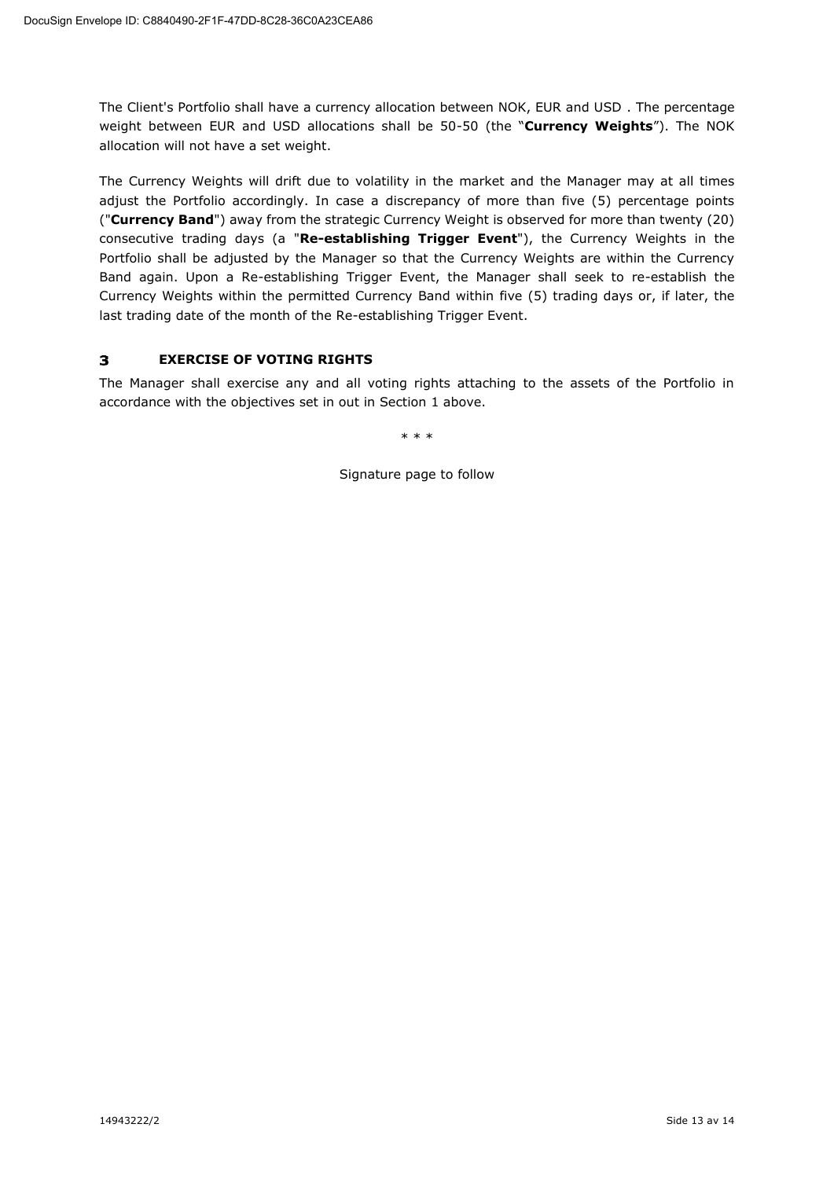The Client's Portfolio shall have a currency allocation between NOK, EUR and USD . The percentage weight between EUR and USD allocations shall be 50-50 (the "**Currency Weights**"). The NOK allocation will not have a set weight.

The Currency Weights will drift due to volatility in the market and the Manager may at all times adjust the Portfolio accordingly. In case a discrepancy of more than five (5) percentage points ("**Currency Band**") away from the strategic Currency Weight is observed for more than twenty (20) consecutive trading days (a "**Re-establishing Trigger Event**"), the Currency Weights in the Portfolio shall be adjusted by the Manager so that the Currency Weights are within the Currency Band again. Upon a Re-establishing Trigger Event, the Manager shall seek to re-establish the Currency Weights within the permitted Currency Band within five (5) trading days or, if later, the last trading date of the month of the Re-establishing Trigger Event.

## 3 EXERCISE OF VOTING RIGHTS

The Manager shall exercise any and all voting rights attaching to the assets of the Portfolio in accordance with the objectives set in out in Section 1 above.

\* \* \*

Signature page to follow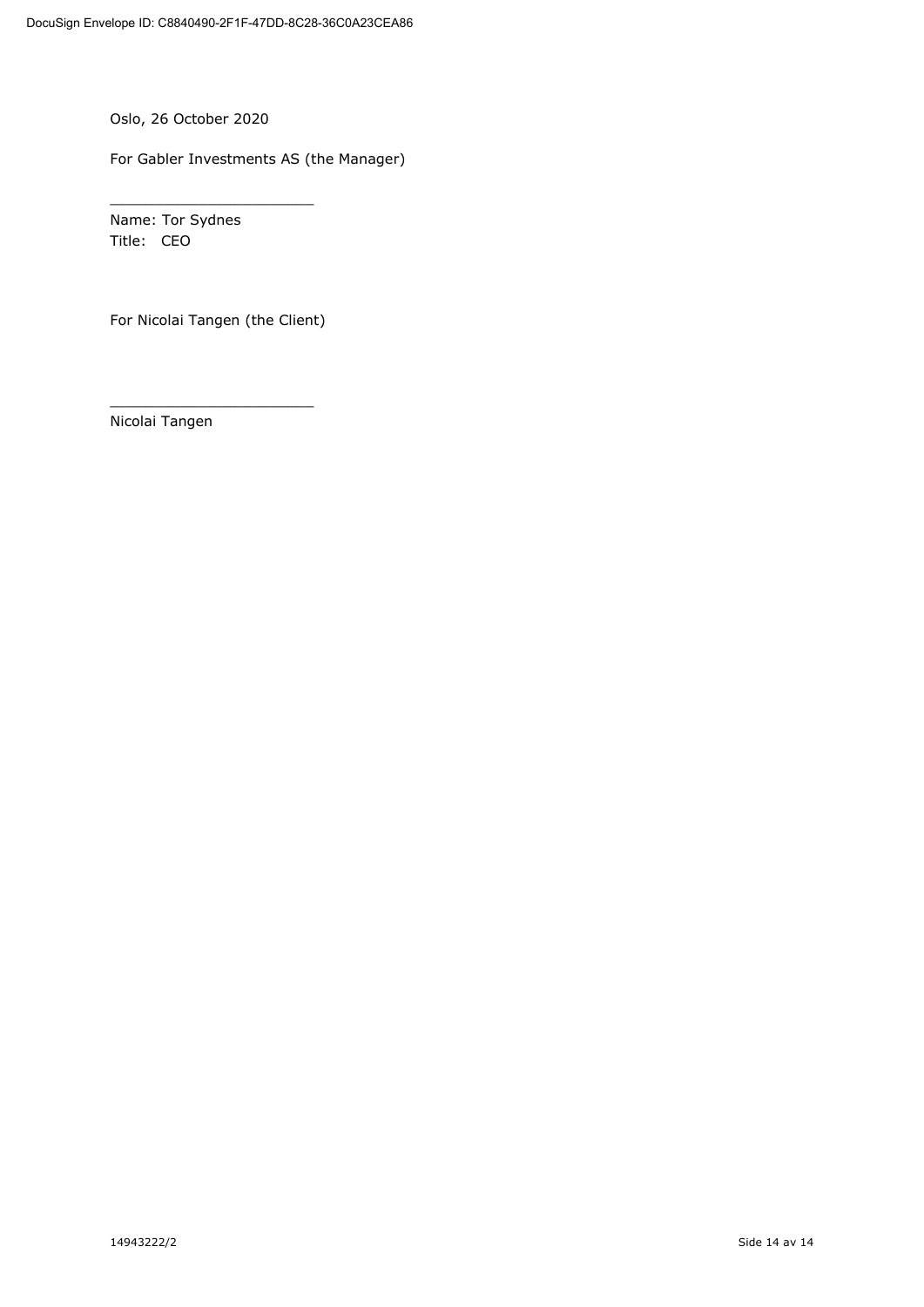Oslo, 26 October 2020

For Gabler Investments AS (the Manager)

________________________

Name: Tor Sydnes
Title: CEO

For Nicolai Tangen (the Client)

________________________

Nicolai Tangen